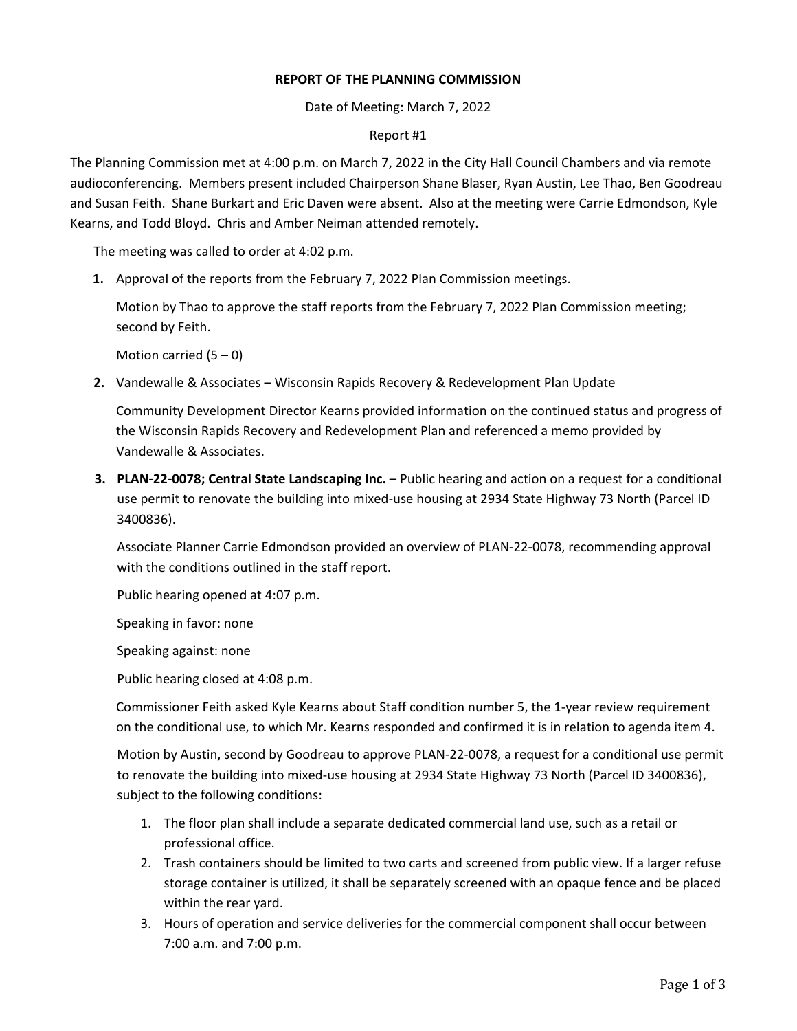**REPORT OF THE PLANNING COMMISSION**

Date of Meeting: March 7, 2022

Report #1

The Planning Commission met at 4:00 p.m. on March 7, 2022 in the City Hall Council Chambers and via remote audioconferencing. Members present included Chairperson Shane Blaser, Ryan Austin, Lee Thao, Ben Goodreau and Susan Feith. Shane Burkart and Eric Daven were absent. Also at the meeting were Carrie Edmondson, Kyle Kearns, and Todd Bloyd. Chris and Amber Neiman attended remotely.

The meeting was called to order at 4:02 p.m.

1. Approval of the reports from the February 7, 2022 Plan Commission meetings.

   Motion by Thao to approve the staff reports from the February 7, 2022 Plan Commission meeting; second by Feith.

   Motion carried (5 – 0)

2. Vandewalle & Associates – Wisconsin Rapids Recovery & Redevelopment Plan Update

   Community Development Director Kearns provided information on the continued status and progress of the Wisconsin Rapids Recovery and Redevelopment Plan and referenced a memo provided by Vandewalle & Associates.

3. **PLAN-22-0078; Central State Landscaping Inc.** – Public hearing and action on a request for a conditional use permit to renovate the building into mixed-use housing at 2934 State Highway 73 North (Parcel ID 3400836).

   Associate Planner Carrie Edmondson provided an overview of PLAN-22-0078, recommending approval with the conditions outlined in the staff report.

   Public hearing opened at 4:07 p.m.

   Speaking in favor: none

   Speaking against: none

   Public hearing closed at 4:08 p.m.

   Commissioner Feith asked Kyle Kearns about Staff condition number 5, the 1-year review requirement on the conditional use, to which Mr. Kearns responded and confirmed it is in relation to agenda item 4.

   Motion by Austin, second by Goodreau to approve PLAN-22-0078, a request for a conditional use permit to renovate the building into mixed-use housing at 2934 State Highway 73 North (Parcel ID 3400836), subject to the following conditions:

   1. The floor plan shall include a separate dedicated commercial land use, such as a retail or professional office.
   2. Trash containers should be limited to two carts and screened from public view. If a larger refuse storage container is utilized, it shall be separately screened with an opaque fence and be placed within the rear yard.
   3. Hours of operation and service deliveries for the commercial component shall occur between 7:00 a.m. and 7:00 p.m.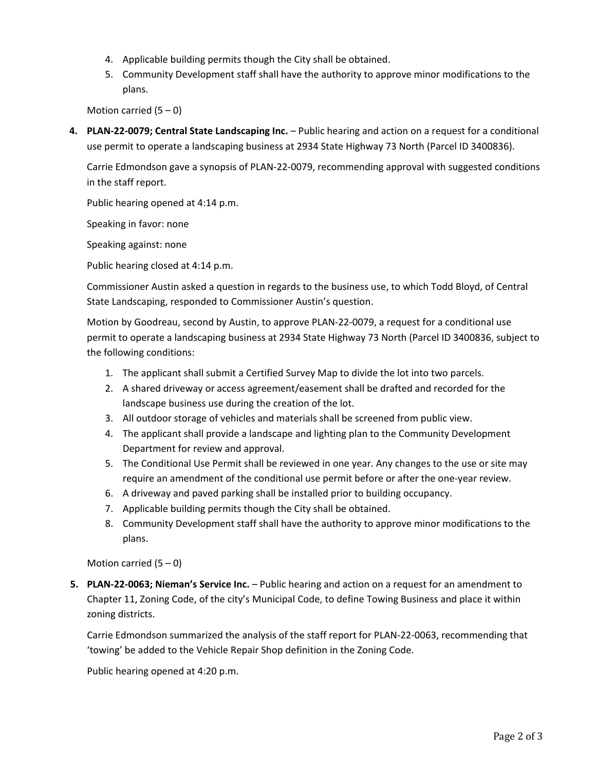4. Applicable building permits though the City shall be obtained.
5. Community Development staff shall have the authority to approve minor modifications to the plans.

Motion carried (5 – 0)

**4. PLAN-22-0079; Central State Landscaping Inc.** – Public hearing and action on a request for a conditional use permit to operate a landscaping business at 2934 State Highway 73 North (Parcel ID 3400836).

Carrie Edmondson gave a synopsis of PLAN-22-0079, recommending approval with suggested conditions in the staff report.

Public hearing opened at 4:14 p.m.

Speaking in favor: none

Speaking against: none

Public hearing closed at 4:14 p.m.

Commissioner Austin asked a question in regards to the business use, to which Todd Bloyd, of Central State Landscaping, responded to Commissioner Austin's question.

Motion by Goodreau, second by Austin, to approve PLAN-22-0079, a request for a conditional use permit to operate a landscaping business at 2934 State Highway 73 North (Parcel ID 3400836, subject to the following conditions:

1. The applicant shall submit a Certified Survey Map to divide the lot into two parcels.
2. A shared driveway or access agreement/easement shall be drafted and recorded for the landscape business use during the creation of the lot.
3. All outdoor storage of vehicles and materials shall be screened from public view.
4. The applicant shall provide a landscape and lighting plan to the Community Development Department for review and approval.
5. The Conditional Use Permit shall be reviewed in one year. Any changes to the use or site may require an amendment of the conditional use permit before or after the one-year review.
6. A driveway and paved parking shall be installed prior to building occupancy.
7. Applicable building permits though the City shall be obtained.
8. Community Development staff shall have the authority to approve minor modifications to the plans.

Motion carried (5 – 0)

**5. PLAN-22-0063; Nieman's Service Inc.** – Public hearing and action on a request for an amendment to Chapter 11, Zoning Code, of the city's Municipal Code, to define Towing Business and place it within zoning districts.

Carrie Edmondson summarized the analysis of the staff report for PLAN-22-0063, recommending that 'towing' be added to the Vehicle Repair Shop definition in the Zoning Code.

Public hearing opened at 4:20 p.m.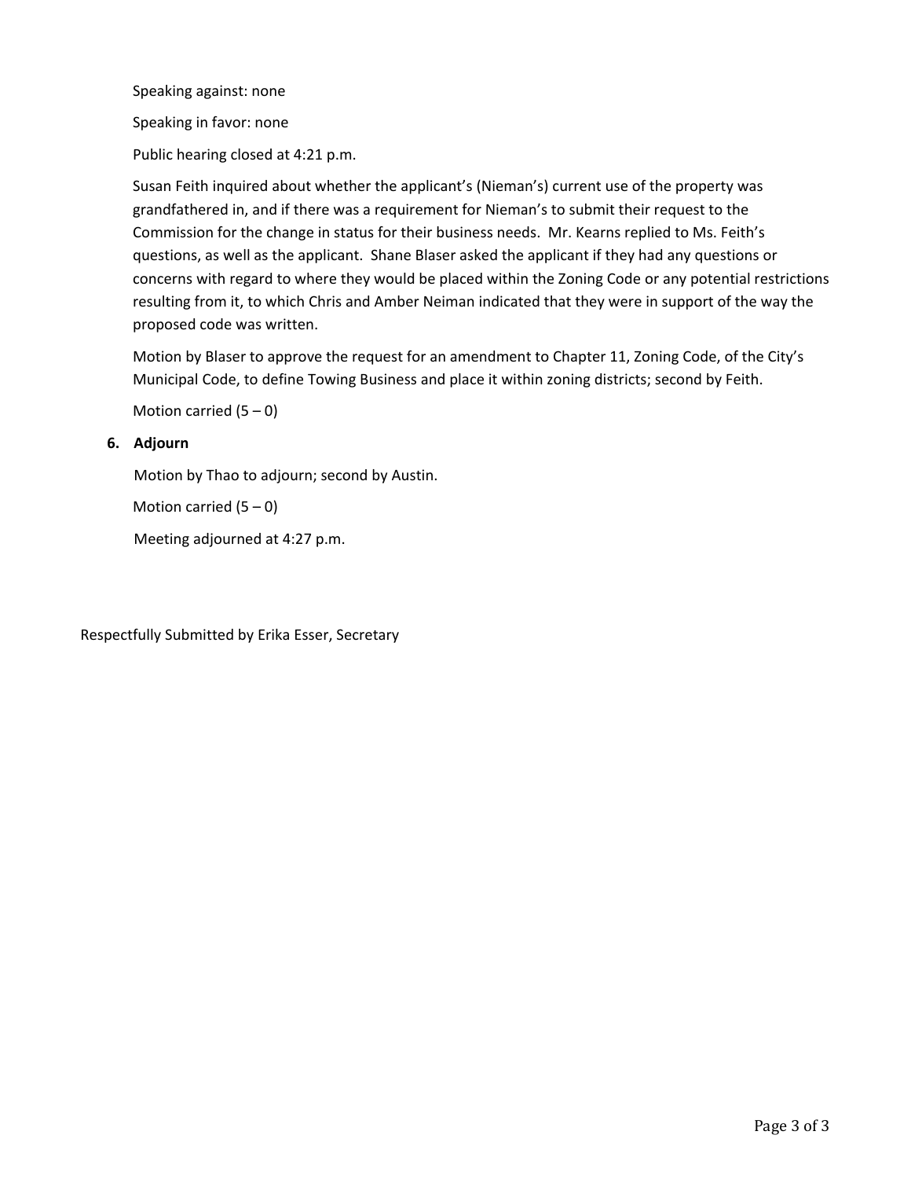Speaking against: none

Speaking in favor: none

Public hearing closed at 4:21 p.m.

Susan Feith inquired about whether the applicant's (Nieman's) current use of the property was grandfathered in, and if there was a requirement for Nieman's to submit their request to the Commission for the change in status for their business needs. Mr. Kearns replied to Ms. Feith's questions, as well as the applicant. Shane Blaser asked the applicant if they had any questions or concerns with regard to where they would be placed within the Zoning Code or any potential restrictions resulting from it, to which Chris and Amber Neiman indicated that they were in support of the way the proposed code was written.

Motion by Blaser to approve the request for an amendment to Chapter 11, Zoning Code, of the City's Municipal Code, to define Towing Business and place it within zoning districts; second by Feith.

Motion carried (5 – 0)

**6. Adjourn**

Motion by Thao to adjourn; second by Austin.

Motion carried (5 – 0)

Meeting adjourned at 4:27 p.m.

Respectfully Submitted by Erika Esser, Secretary